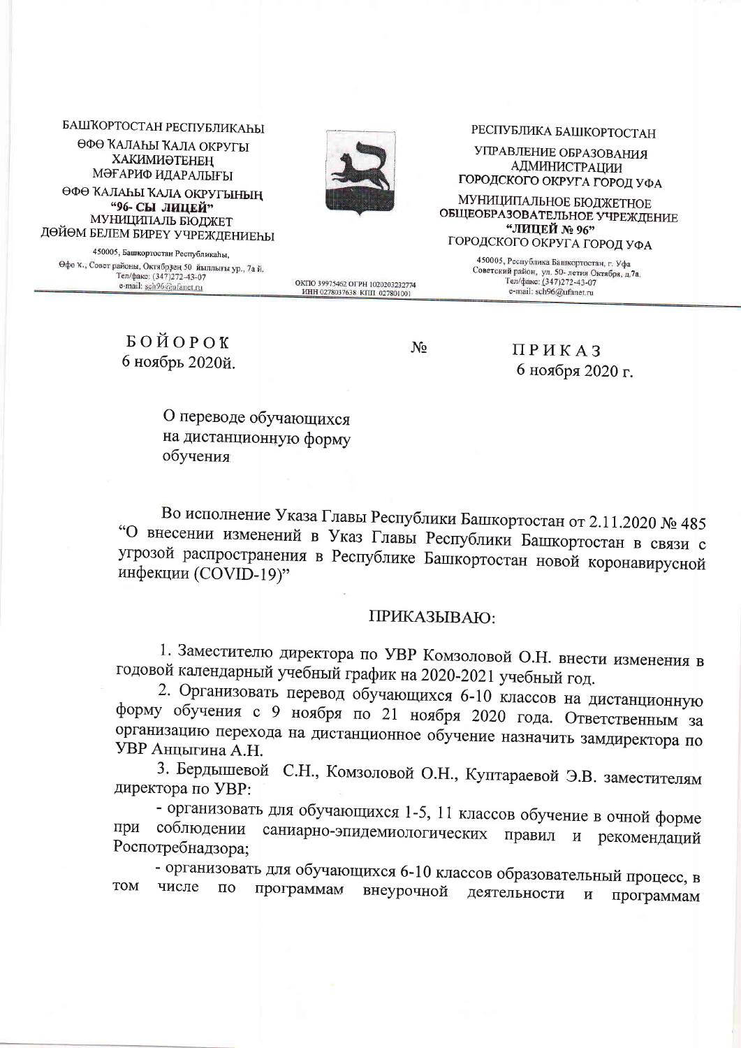БАШҠОРТОСТАН РЕСПУБЛИКАҺЫ
ӨФӨ ҠАЛАҺЫ ҠАЛА ОКРУГЫ
ХАКИМИӘТЕНЕҢ
МӘҒАРИФ ИДАРАЛЫҒЫ
ӨФӨ ҠАЛАҺЫ ҠАЛА ОКРУГЫНЫҢ
**"96- СЫ ЛИЦЕЙ"**
МУНИЦИПАЛЬ БЮДЖЕТ
ДӨЙӨМ БЕЛЕМ БИРЕҮ УЧРЕЖДЕНИЕҺЫ

450005, Башкортостан Республикаһы,
Өфө ҡ., Совет районы, Октябрҙең 50 йыллығы ур., 7а й.
Тел/факс: (347)272-43-07
e-mail: sch96@ufanet.ru

РЕСПУБЛИКА БАШКОРТОСТАН
УПРАВЛЕНИЕ ОБРАЗОВАНИЯ
АДМИНИСТРАЦИИ
ГОРОДСКОГО ОКРУГА ГОРОД УФА
МУНИЦИПАЛЬНОЕ БЮДЖЕТНОЕ
ОБЩЕОБРАЗОВАТЕЛЬНОЕ УЧРЕЖДЕНИЕ
**"ЛИЦЕЙ № 96"**
ГОРОДСКОГО ОКРУГА ГОРОД УФА

450005, Республика Башкортостан, г. Уфа
Советский район, ул. 50- летия Октября, д.7а
Тел/факс: (347)272-43-07
e-mail: sch96@ufanet.ru

ОКПО 39975462 ОГРН 1020203232774
ИНН 0278037638 КПП 027801001

БОЙОРОҠ
6 ноябрь 2020й.

№

ПРИКАЗ
6 ноября 2020 г.

О переводе обучающихся
на дистанционную форму
обучения

Во исполнение Указа Главы Республики Башкортостан от 2.11.2020 № 485 "О внесении изменений в Указ Главы Республики Башкортостан в связи с угрозой распространения в Республике Башкортостан новой коронавирусной инфекции (COVID-19)"

ПРИКАЗЫВАЮ:

1. Заместителю директора по УВР Комзоловой О.Н. внести изменения в годовой календарный учебный график на 2020-2021 учебный год.

2. Организовать перевод обучающихся 6-10 классов на дистанционную форму обучения с 9 ноября по 21 ноября 2020 года. Ответственным за организацию перехода на дистанционное обучение назначить замдиректора по УВР Анцыгина А.Н.

3. Бердышевой С.Н., Комзоловой О.Н., Куптараевой Э.В. заместителям директора по УВР:

- организовать для обучающихся 1-5, 11 классов обучение в очной форме при соблюдении саниарно-эпидемиологических правил и рекомендаций Роспотребнадзора;

- организовать для обучающихся 6-10 классов образовательный процесс, в том числе по программам внеурочной деятельности и программам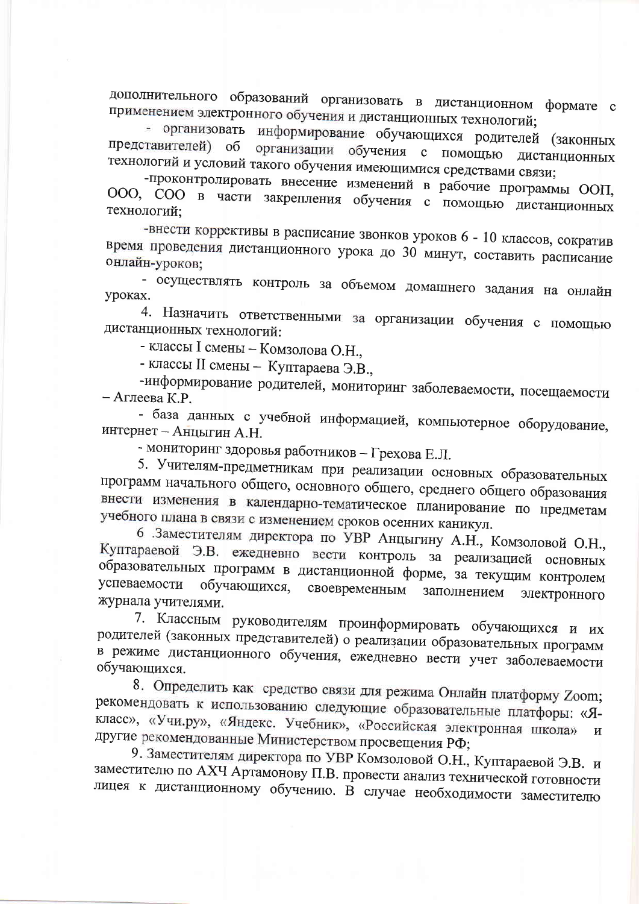дополнительного образований организовать в дистанционном формате с применением электронного обучения и дистанционных технологий;

- организовать информирование обучающихся родителей (законных представителей) об организации обучения с помощью дистанционных технологий и условий такого обучения имеющимися средствами связи;

-проконтролировать внесение изменений в рабочие программы ООП, ООО, СОО в части закрепления обучения с помощью дистанционных технологий;

-внести коррективы в расписание звонков уроков 6 - 10 классов, сократив время проведения дистанционного урока до 30 минут, составить расписание онлайн-уроков;

- осуществлять контроль за объемом домашнего задания на онлайн уроках.

4. Назначить ответственными за организации обучения с помощью дистанционных технологий:

- классы I смены – Комзолова О.Н.,
- классы II смены – Куптараева Э.В.,
-информирование родителей, мониторинг заболеваемости, посещаемости – Аглеева К.Р.
- база данных с учебной информацией, компьютерное оборудование, интернет – Анцыгин А.Н.
- мониторинг здоровья работников – Грехова Е.Л.

5. Учителям-предметникам при реализации основных образовательных программ начального общего, основного общего, среднего общего образования внести изменения в календарно-тематическое планирование по предметам учебного плана в связи с изменением сроков осенних каникул.

6 .Заместителям директора по УВР Анцыгину А.Н., Комзоловой О.Н., Куптараевой Э.В. ежедневно вести контроль за реализацией основных образовательных программ в дистанционной форме, за текущим контролем успеваемости обучающихся, своевременным заполнением электронного журнала учителями.

7. Классным руководителям проинформировать обучающихся и их родителей (законных представителей) о реализации образовательных программ в режиме дистанционного обучения, ежедневно вести учет заболеваемости обучающихся.

8. Определить как средство связи для режима Онлайн платформу Zoom; рекомендовать к использованию следующие образовательные платфоры: «Я-класс», «Учи.ру», «Яндекс. Учебник», «Российская электронная школа» и другие рекомендованные Министерством просвещения РФ;

9. Заместителям директора по УВР Комзоловой О.Н., Куптараевой Э.В. и заместителю по АХЧ Артамонову П.В. провести анализ технической готовности лицея к дистанционному обучению. В случае необходимости заместителю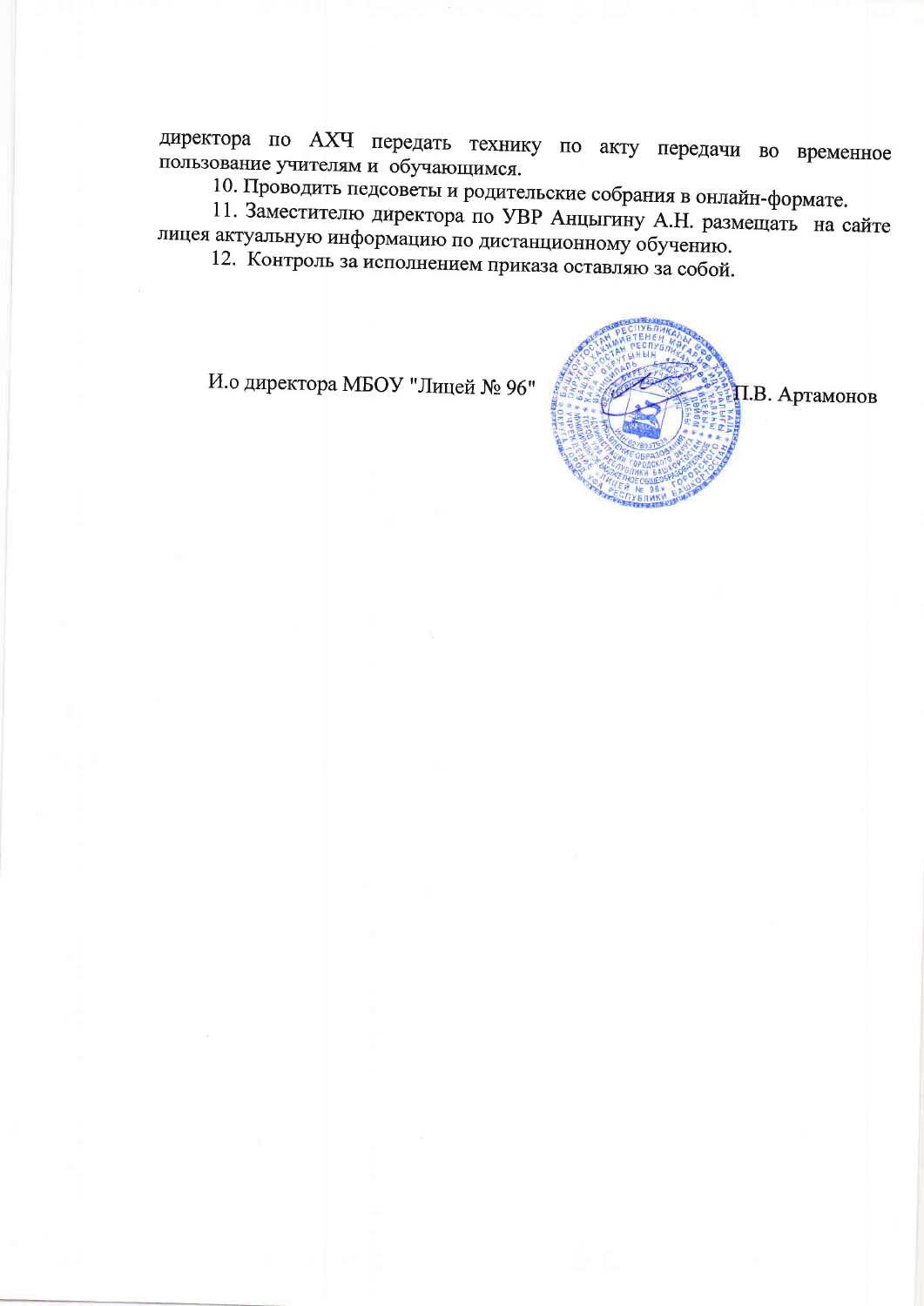директора по АХЧ передать технику по акту передачи во временное пользование учителям и обучающимся.

10. Проводить педсоветы и родительские собрания в онлайн-формате.

11. Заместителю директора по УВР Анцыгину А.Н. размещать на сайте лицея актуальную информацию по дистанционному обучению.

12. Контроль за исполнением приказа оставляю за собой.

И.о директора МБОУ "Лицей № 96" П.В. Артамонов